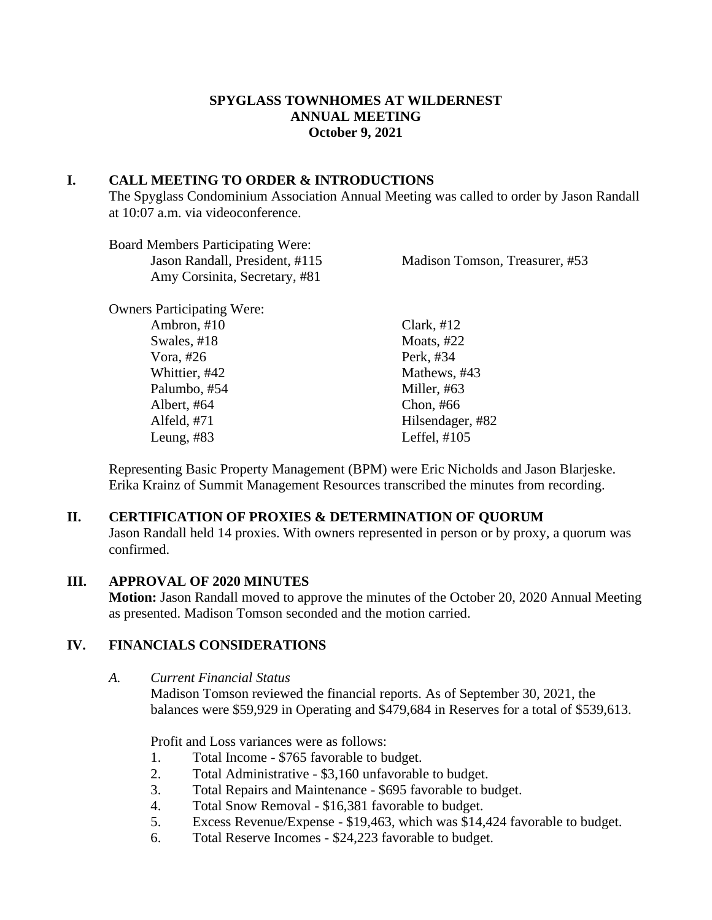# SPYGLASS TOWNHOMES AT WILDERNEST
## ANNUAL MEETING
### October 9, 2021

## I. CALL MEETING TO ORDER & INTRODUCTIONS

The Spyglass Condominium Association Annual Meeting was called to order by Jason Randall at 10:07 a.m. via videoconference.

Board Members Participating Were:

- Jason Randall, President, #115
- Madison Tomson, Treasurer, #53
- Amy Corsinita, Secretary, #81

Owners Participating Were:

- Ambron, #10
- Clark, #12
- Swales, #18
- Moats, #22
- Vora, #26
- Perk, #34
- Whittier, #42
- Mathews, #43
- Palumbo, #54
- Miller, #63
- Albert, #64
- Chon, #66
- Alfeld, #71
- Hilsendager, #82
- Leung, #83
- Leffel, #105

Representing Basic Property Management (BPM) were Eric Nicholds and Jason Blarjeske. Erika Krainz of Summit Management Resources transcribed the minutes from recording.

## II. CERTIFICATION OF PROXIES & DETERMINATION OF QUORUM

Jason Randall held 14 proxies. With owners represented in person or by proxy, a quorum was confirmed.

## III. APPROVAL OF 2020 MINUTES

**Motion:** Jason Randall moved to approve the minutes of the October 20, 2020 Annual Meeting as presented. Madison Tomson seconded and the motion carried.

## IV. FINANCIALS CONSIDERATIONS

### A. *Current Financial Status*

Madison Tomson reviewed the financial reports. As of September 30, 2021, the balances were $59,929 in Operating and $479,684 in Reserves for a total of $539,613.

Profit and Loss variances were as follows:

1. Total Income - $765 favorable to budget.
2. Total Administrative - $3,160 unfavorable to budget.
3. Total Repairs and Maintenance - $695 favorable to budget.
4. Total Snow Removal - $16,381 favorable to budget.
5. Excess Revenue/Expense - $19,463, which was $14,424 favorable to budget.
6. Total Reserve Incomes - $24,223 favorable to budget.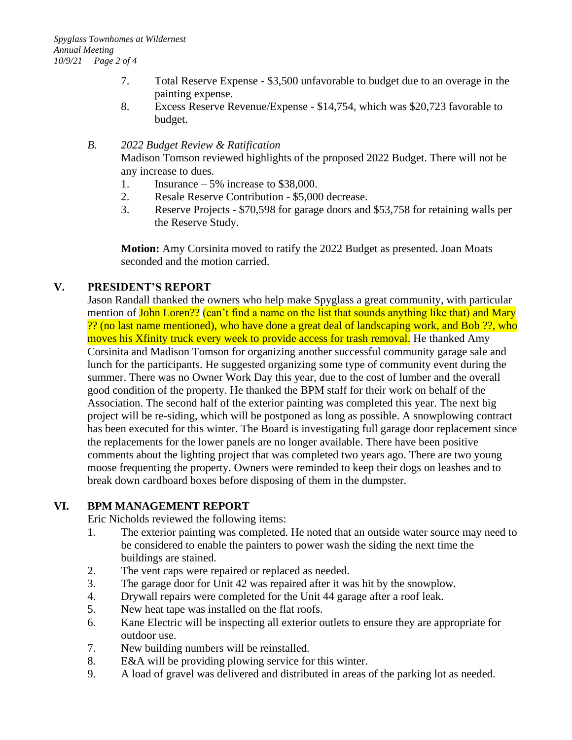7. Total Reserve Expense - $3,500 unfavorable to budget due to an overage in the painting expense.
8. Excess Reserve Revenue/Expense - $14,754, which was $20,723 favorable to budget.

*B. 2022 Budget Review & Ratification*

Madison Tomson reviewed highlights of the proposed 2022 Budget. There will not be any increase to dues.

1. Insurance – 5% increase to $38,000.
2. Resale Reserve Contribution - $5,000 decrease.
3. Reserve Projects - $70,598 for garage doors and $53,758 for retaining walls per the Reserve Study.

**Motion:** Amy Corsinita moved to ratify the 2022 Budget as presented. Joan Moats seconded and the motion carried.

## V. PRESIDENT'S REPORT

Jason Randall thanked the owners who help make Spyglass a great community, with particular mention of John Loren?? (can't find a name on the list that sounds anything like that) and Mary ?? (no last name mentioned), who have done a great deal of landscaping work, and Bob ??, who moves his Xfinity truck every week to provide access for trash removal. He thanked Amy Corsinita and Madison Tomson for organizing another successful community garage sale and lunch for the participants. He suggested organizing some type of community event during the summer. There was no Owner Work Day this year, due to the cost of lumber and the overall good condition of the property. He thanked the BPM staff for their work on behalf of the Association. The second half of the exterior painting was completed this year. The next big project will be re-siding, which will be postponed as long as possible. A snowplowing contract has been executed for this winter. The Board is investigating full garage door replacement since the replacements for the lower panels are no longer available. There have been positive comments about the lighting project that was completed two years ago. There are two young moose frequenting the property. Owners were reminded to keep their dogs on leashes and to break down cardboard boxes before disposing of them in the dumpster.

## VI. BPM MANAGEMENT REPORT

Eric Nicholds reviewed the following items:

1. The exterior painting was completed. He noted that an outside water source may need to be considered to enable the painters to power wash the siding the next time the buildings are stained.
2. The vent caps were repaired or replaced as needed.
3. The garage door for Unit 42 was repaired after it was hit by the snowplow.
4. Drywall repairs were completed for the Unit 44 garage after a roof leak.
5. New heat tape was installed on the flat roofs.
6. Kane Electric will be inspecting all exterior outlets to ensure they are appropriate for outdoor use.
7. New building numbers will be reinstalled.
8. E&A will be providing plowing service for this winter.
9. A load of gravel was delivered and distributed in areas of the parking lot as needed.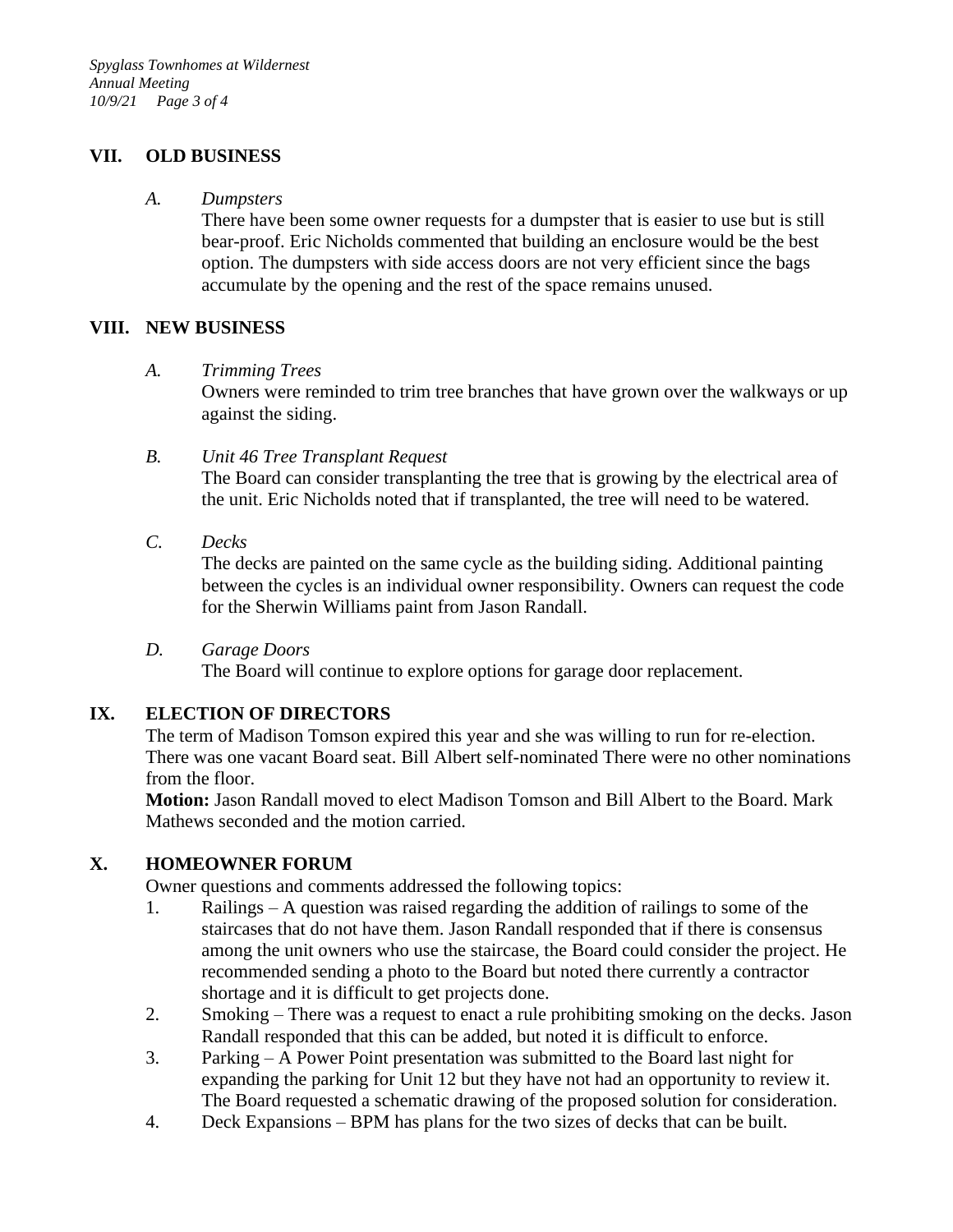## VII. OLD BUSINESS

*A. Dumpsters*

There have been some owner requests for a dumpster that is easier to use but is still bear-proof. Eric Nicholds commented that building an enclosure would be the best option. The dumpsters with side access doors are not very efficient since the bags accumulate by the opening and the rest of the space remains unused.

## VIII. NEW BUSINESS

*A. Trimming Trees*

Owners were reminded to trim tree branches that have grown over the walkways or up against the siding.

*B. Unit 46 Tree Transplant Request*

The Board can consider transplanting the tree that is growing by the electrical area of the unit. Eric Nicholds noted that if transplanted, the tree will need to be watered.

*C. Decks*

The decks are painted on the same cycle as the building siding. Additional painting between the cycles is an individual owner responsibility. Owners can request the code for the Sherwin Williams paint from Jason Randall.

*D. Garage Doors*

The Board will continue to explore options for garage door replacement.

## IX. ELECTION OF DIRECTORS

The term of Madison Tomson expired this year and she was willing to run for re-election. There was one vacant Board seat. Bill Albert self-nominated There were no other nominations from the floor.

**Motion:** Jason Randall moved to elect Madison Tomson and Bill Albert to the Board. Mark Mathews seconded and the motion carried.

## X. HOMEOWNER FORUM

Owner questions and comments addressed the following topics:

1. Railings – A question was raised regarding the addition of railings to some of the staircases that do not have them. Jason Randall responded that if there is consensus among the unit owners who use the staircase, the Board could consider the project. He recommended sending a photo to the Board but noted there currently a contractor shortage and it is difficult to get projects done.
2. Smoking – There was a request to enact a rule prohibiting smoking on the decks. Jason Randall responded that this can be added, but noted it is difficult to enforce.
3. Parking – A Power Point presentation was submitted to the Board last night for expanding the parking for Unit 12 but they have not had an opportunity to review it. The Board requested a schematic drawing of the proposed solution for consideration.
4. Deck Expansions – BPM has plans for the two sizes of decks that can be built.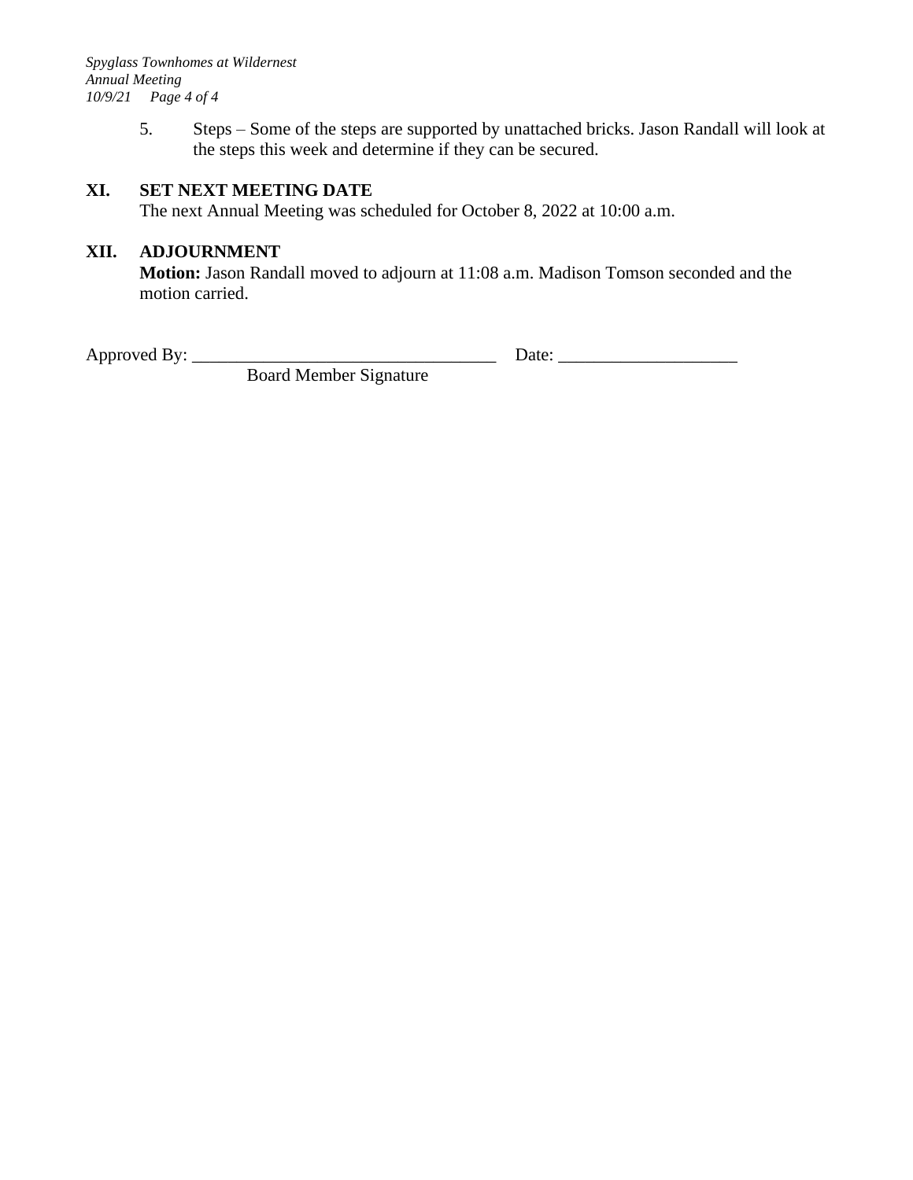5. Steps – Some of the steps are supported by unattached bricks. Jason Randall will look at the steps this week and determine if they can be secured.

## XI. SET NEXT MEETING DATE

The next Annual Meeting was scheduled for October 8, 2022 at 10:00 a.m.

## XII. ADJOURNMENT

**Motion:** Jason Randall moved to adjourn at 11:08 a.m. Madison Tomson seconded and the motion carried.

Approved By: ___________________________________ Date: ____________________

Board Member Signature